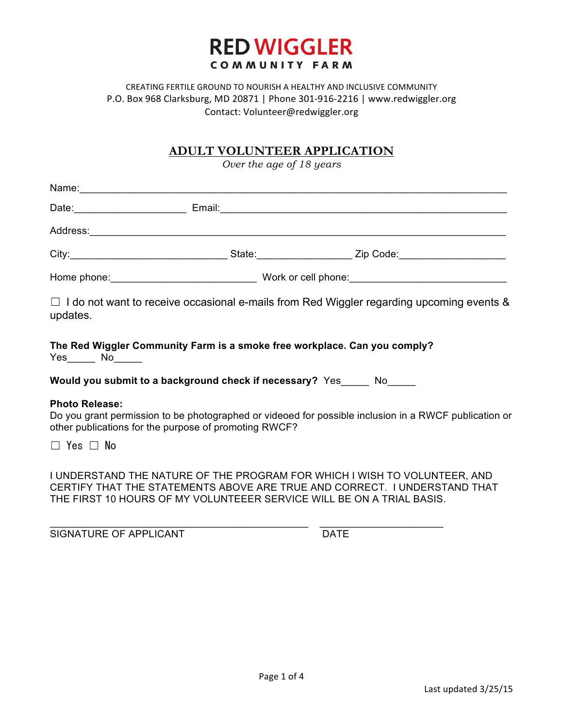# RED WIGGLER
COMMUNITY FARM

CREATING FERTILE GROUND TO NOURISH A HEALTHY AND INCLUSIVE COMMUNITY
P.O. Box 968 Clarksburg, MD 20871 | Phone 301-916-2216 | www.redwiggler.org
Contact: Volunteer@redwiggler.org

## ADULT VOLUNTEER APPLICATION

*Over the age of 18 years*

Name:___________________________________________________________________________

Date:____________________ Email:_____________________________________________________

Address:_________________________________________________________________________

City:____________________________ State:________________ Zip Code:___________________

Home phone:_________________________ Work or cell phone:____________________________

☐ I do not want to receive occasional e-mails from Red Wiggler regarding upcoming events & updates.

**The Red Wiggler Community Farm is a smoke free workplace. Can you comply?**
Yes_____ No_____

**Would you submit to a background check if necessary?** Yes_____ No_____

**Photo Release:**
Do you grant permission to be photographed or videoed for possible inclusion in a RWCF publication or other publications for the purpose of promoting RWCF?

☐ Yes ☐ No

I UNDERSTAND THE NATURE OF THE PROGRAM FOR WHICH I WISH TO VOLUNTEER, AND CERTIFY THAT THE STATEMENTS ABOVE ARE TRUE AND CORRECT. I UNDERSTAND THAT THE FIRST 10 HOURS OF MY VOLUNTEEER SERVICE WILL BE ON A TRIAL BASIS.

______________________________________________ ______________________
SIGNATURE OF APPLICANT DATE

Last updated 3/25/15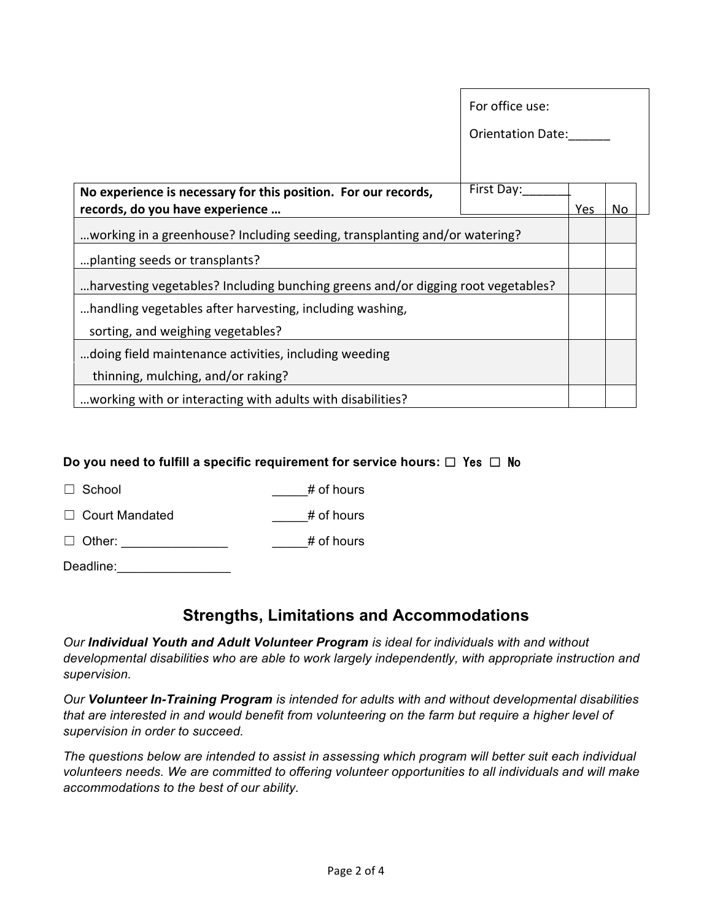For office use:

Orientation Date:______

First Day:_______

| No experience is necessary for this position. For our records, records, do you have experience … | Yes | No |
| --- | --- | --- |
| …working in a greenhouse? Including seeding, transplanting and/or watering? | | |
| …planting seeds or transplants? | | |
| …harvesting vegetables? Including bunching greens and/or digging root vegetables? | | |
| …handling vegetables after harvesting, including washing, sorting, and weighing vegetables? | | |
| …doing field maintenance activities, including weeding thinning, mulching, and/or raking? | | |
| …working with or interacting with adults with disabilities? | | |

**Do you need to fulfill a specific requirement for service hours:** ☐ Yes ☐ No

☐ School _____# of hours

☐ Court Mandated _____# of hours

☐ Other: _______________ _____# of hours

Deadline:________________

## Strengths, Limitations and Accommodations

*Our **Individual Youth and Adult Volunteer Program** is ideal for individuals with and without developmental disabilities who are able to work largely independently, with appropriate instruction and supervision.*

*Our **Volunteer In-Training Program** is intended for adults with and without developmental disabilities that are interested in and would benefit from volunteering on the farm but require a higher level of supervision in order to succeed.*

*The questions below are intended to assist in assessing which program will better suit each individual volunteers needs. We are committed to offering volunteer opportunities to all individuals and will make accommodations to the best of our ability.*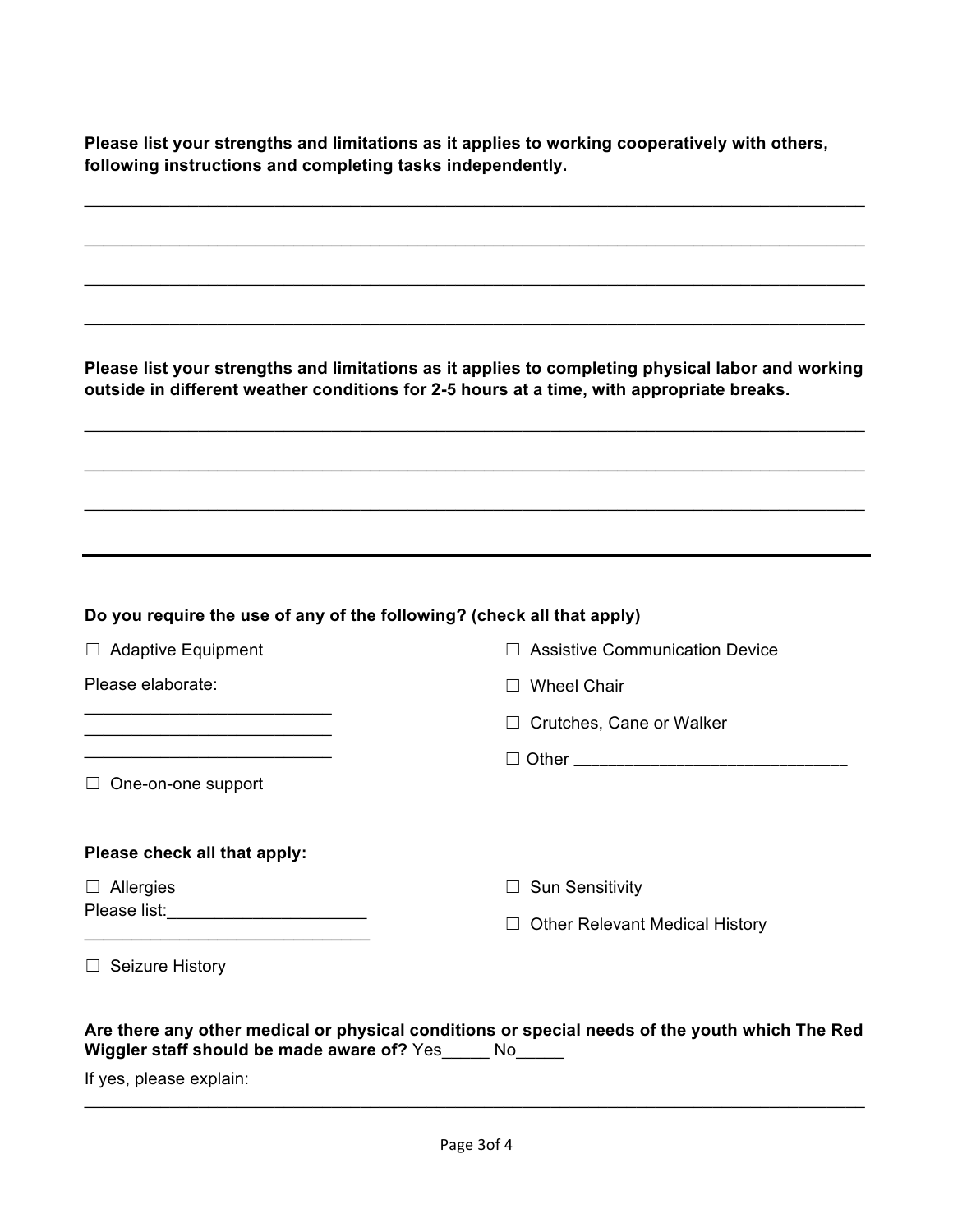**Please list your strengths and limitations as it applies to working cooperatively with others, following instructions and completing tasks independently.**

________________________________________________________________________________

________________________________________________________________________________

________________________________________________________________________________

________________________________________________________________________________

**Please list your strengths and limitations as it applies to completing physical labor and working outside in different weather conditions for 2-5 hours at a time, with appropriate breaks.**

________________________________________________________________________________

________________________________________________________________________________

________________________________________________________________________________

---

**Do you require the use of any of the following? (check all that apply)**

☐ Adaptive Equipment

Please elaborate:

__________________________

__________________________

__________________________

☐ One-on-one support

☐ Assistive Communication Device

☐ Wheel Chair

☐ Crutches, Cane or Walker

☐ Other _____________________________

**Please check all that apply:**

☐ Allergies

Please list:_____________________

_______________________________

☐ Seizure History

☐ Sun Sensitivity

☐ Other Relevant Medical History

**Are there any other medical or physical conditions or special needs of the youth which The Red Wiggler staff should be made aware of?** Yes_____ No_____

If yes, please explain:

________________________________________________________________________________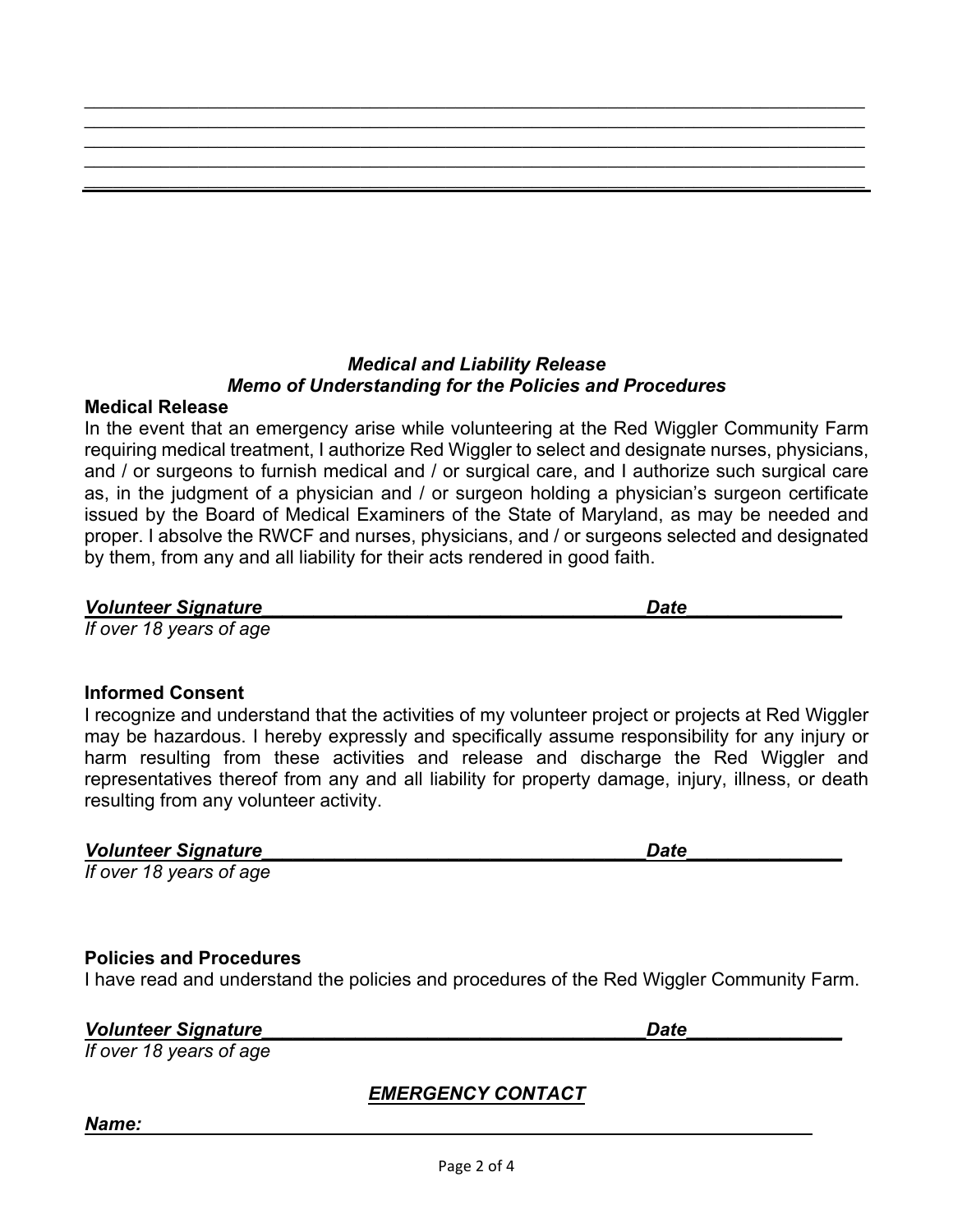\_\_\_\_\_\_\_\_\_\_\_\_\_\_\_\_\_\_\_\_\_\_\_\_\_\_\_\_\_\_\_\_\_\_\_\_\_\_\_\_\_\_\_\_\_\_\_\_\_\_\_\_\_\_\_\_\_\_\_\_\_\_\_\_\_\_\_\_\_\_\_\_\_\_
\_\_\_\_\_\_\_\_\_\_\_\_\_\_\_\_\_\_\_\_\_\_\_\_\_\_\_\_\_\_\_\_\_\_\_\_\_\_\_\_\_\_\_\_\_\_\_\_\_\_\_\_\_\_\_\_\_\_\_\_\_\_\_\_\_\_\_\_\_\_\_\_\_\_
\_\_\_\_\_\_\_\_\_\_\_\_\_\_\_\_\_\_\_\_\_\_\_\_\_\_\_\_\_\_\_\_\_\_\_\_\_\_\_\_\_\_\_\_\_\_\_\_\_\_\_\_\_\_\_\_\_\_\_\_\_\_\_\_\_\_\_\_\_\_\_\_\_\_
\_\_\_\_\_\_\_\_\_\_\_\_\_\_\_\_\_\_\_\_\_\_\_\_\_\_\_\_\_\_\_\_\_\_\_\_\_\_\_\_\_\_\_\_\_\_\_\_\_\_\_\_\_\_\_\_\_\_\_\_\_\_\_\_\_\_\_\_\_\_\_\_\_\_
\_\_\_\_\_\_\_\_\_\_\_\_\_\_\_\_\_\_\_\_\_\_\_\_\_\_\_\_\_\_\_\_\_\_\_\_\_\_\_\_\_\_\_\_\_\_\_\_\_\_\_\_\_\_\_\_\_\_\_\_\_\_\_\_\_\_\_\_\_\_\_\_\_\_

***Medical and Liability Release***
***Memo of Understanding for the Policies and Procedures***

**Medical Release**

In the event that an emergency arise while volunteering at the Red Wiggler Community Farm requiring medical treatment, I authorize Red Wiggler to select and designate nurses, physicians, and / or surgeons to furnish medical and / or surgical care, and I authorize such surgical care as, in the judgment of a physician and / or surgeon holding a physician's surgeon certificate issued by the Board of Medical Examiners of the State of Maryland, as may be needed and proper. I absolve the RWCF and nurses, physicians, and / or surgeons selected and designated by them, from any and all liability for their acts rendered in good faith.

***Volunteer Signature\_\_\_\_\_\_\_\_\_\_\_\_\_\_\_\_\_\_\_\_\_\_\_\_\_\_\_\_\_\_\_\_\_\_\_\_\_Date\_\_\_\_\_\_\_\_\_\_\_\_\_\_\_***
*If over 18 years of age*

**Informed Consent**

I recognize and understand that the activities of my volunteer project or projects at Red Wiggler may be hazardous. I hereby expressly and specifically assume responsibility for any injury or harm resulting from these activities and release and discharge the Red Wiggler and representatives thereof from any and all liability for property damage, injury, illness, or death resulting from any volunteer activity.

***Volunteer Signature\_\_\_\_\_\_\_\_\_\_\_\_\_\_\_\_\_\_\_\_\_\_\_\_\_\_\_\_\_\_\_\_\_\_\_\_\_Date\_\_\_\_\_\_\_\_\_\_\_\_\_\_\_***
*If over 18 years of age*

**Policies and Procedures**

I have read and understand the policies and procedures of the Red Wiggler Community Farm.

***Volunteer Signature\_\_\_\_\_\_\_\_\_\_\_\_\_\_\_\_\_\_\_\_\_\_\_\_\_\_\_\_\_\_\_\_\_\_\_\_\_Date\_\_\_\_\_\_\_\_\_\_\_\_\_\_\_***
*If over 18 years of age*

***EMERGENCY CONTACT***

***Name:***\_\_\_\_\_\_\_\_\_\_\_\_\_\_\_\_\_\_\_\_\_\_\_\_\_\_\_\_\_\_\_\_\_\_\_\_\_\_\_\_\_\_\_\_\_\_\_\_\_\_\_\_\_\_\_\_\_\_\_\_\_\_\_\_\_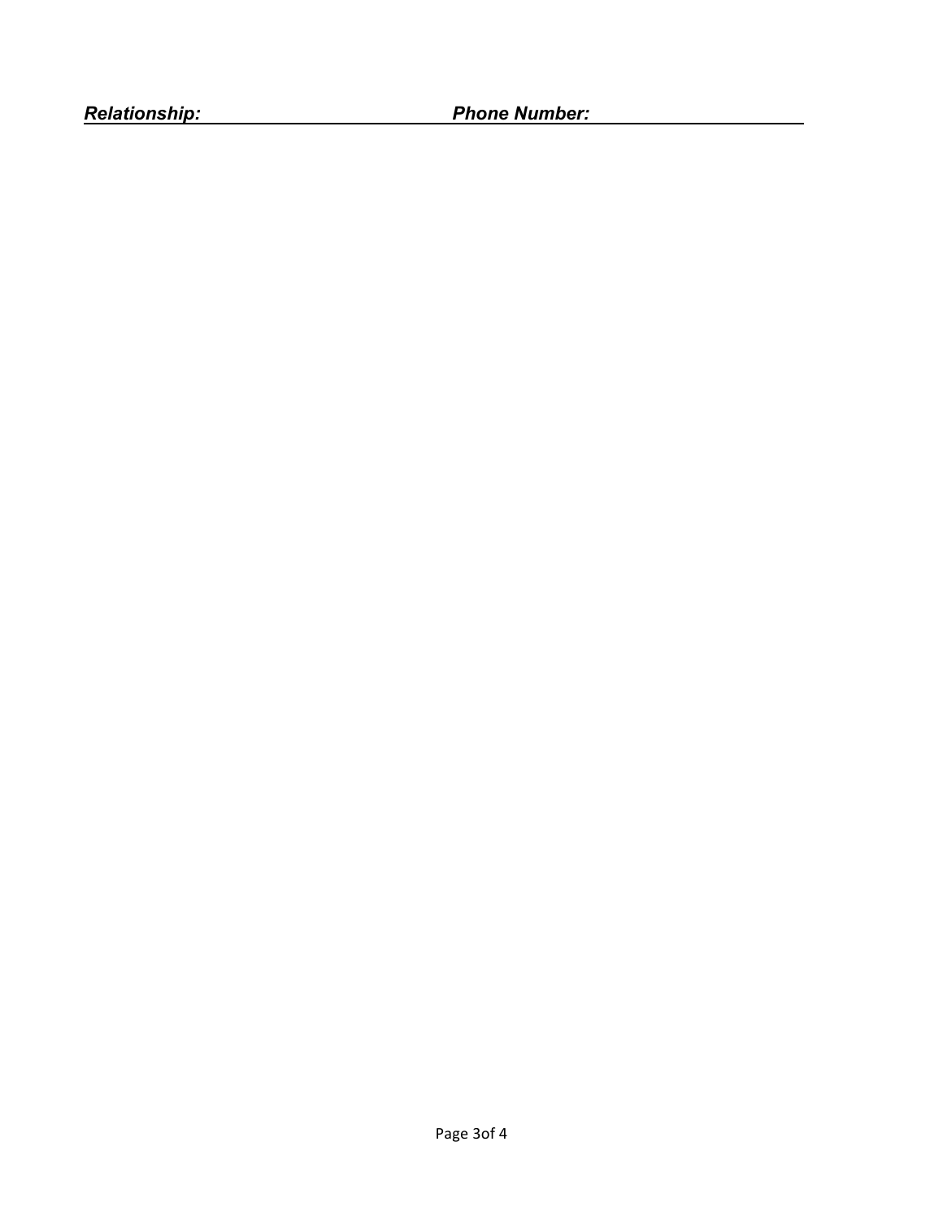***Relationship:*** ______________________ ***Phone Number:*** ______________________